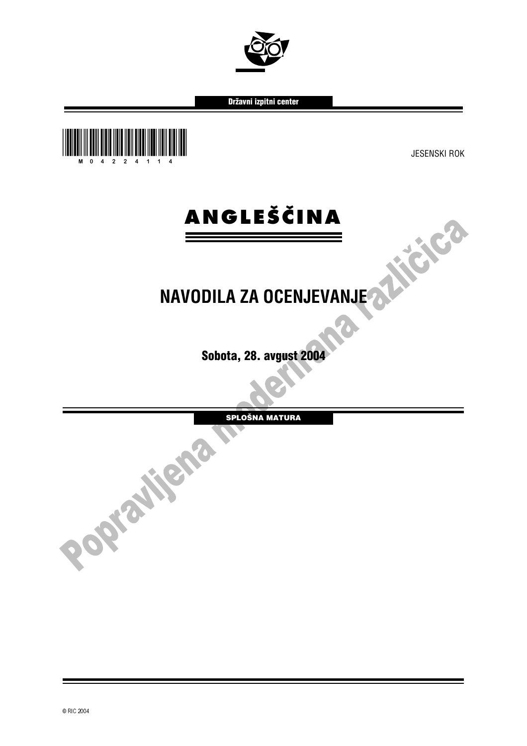Državni izpitni center

M04224114

JESENSKI ROK

# ANGLEŠČINA

## NAVODILA ZA OCENJEVANJE

**Sobota, 28. avgust 2004**

**SPLOŠNA MATURA**

Popravljena moderirana različica

© RIC 2004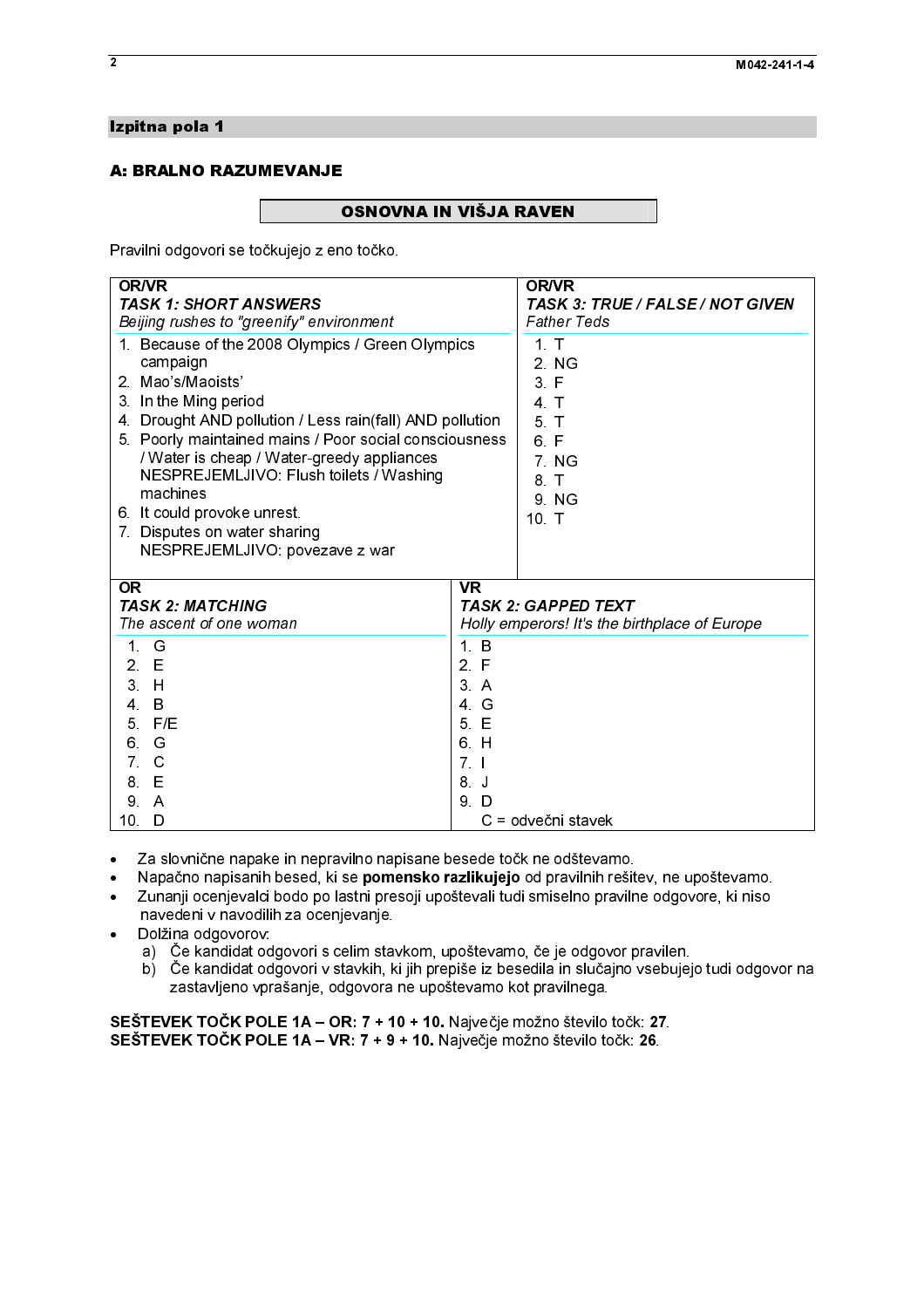## Izpitna pola 1

### A: BRALNO RAZUMEVANJE

**OSNOVNA IN VIŠJA RAVEN**

Pravilni odgovori se točkujejo z eno točko.

**OR/VR**
***TASK 1: SHORT ANSWERS***
*Beijing rushes to "greenify" environment*

1. Because of the 2008 Olympics / Green Olympics campaign
2. Mao's/Maoists'
3. In the Ming period
4. Drought AND pollution / Less rain(fall) AND pollution
5. Poorly maintained mains / Poor social consciousness / Water is cheap / Water-greedy appliances
   NESPREJEMLJIVO: Flush toilets / Washing machines
6. It could provoke unrest.
7. Disputes on water sharing
   NESPREJEMLJIVO: povezave z war

**OR/VR**
***TASK 3: TRUE / FALSE / NOT GIVEN***
*Father Teds*

1. T
2. NG
3. F
4. T
5. T
6. F
7. NG
8. T
9. NG
10. T

**OR**
***TASK 2: MATCHING***
*The ascent of one woman*

1. G
2. E
3. H
4. B
5. F/E
6. G
7. C
8. E
9. A
10. D

**VR**
***TASK 2: GAPPED TEXT***
*Holly emperors! It's the birthplace of Europe*

1. B
2. F
3. A
4. G
5. E
6. H
7. I
8. J
9. D

C = odvečni stavek

- Za slovnične napake in nepravilno napisane besede točk ne odštevamo.
- Napačno napisanih besed, ki se **pomensko razlikujejo** od pravilnih rešitev, ne upoštevamo.
- Zunanji ocenjevalci bodo po lastni presoji upoštevali tudi smiselno pravilne odgovore, ki niso navedeni v navodilih za ocenjevanje.
- Dolžina odgovorov:
  a) Če kandidat odgovori s celim stavkom, upoštevamo, če je odgovor pravilen.
  b) Če kandidat odgovori v stavkih, ki jih prepiše iz besedila in slučajno vsebujejo tudi odgovor na zastavljeno vprašanje, odgovora ne upoštevamo kot pravilnega.

**SEŠTEVEK TOČK POLE 1A – OR: 7 + 10 + 10.** Največje možno število točk: **27**.
**SEŠTEVEK TOČK POLE 1A – VR: 7 + 9 + 10.** Največje možno število točk: **26**.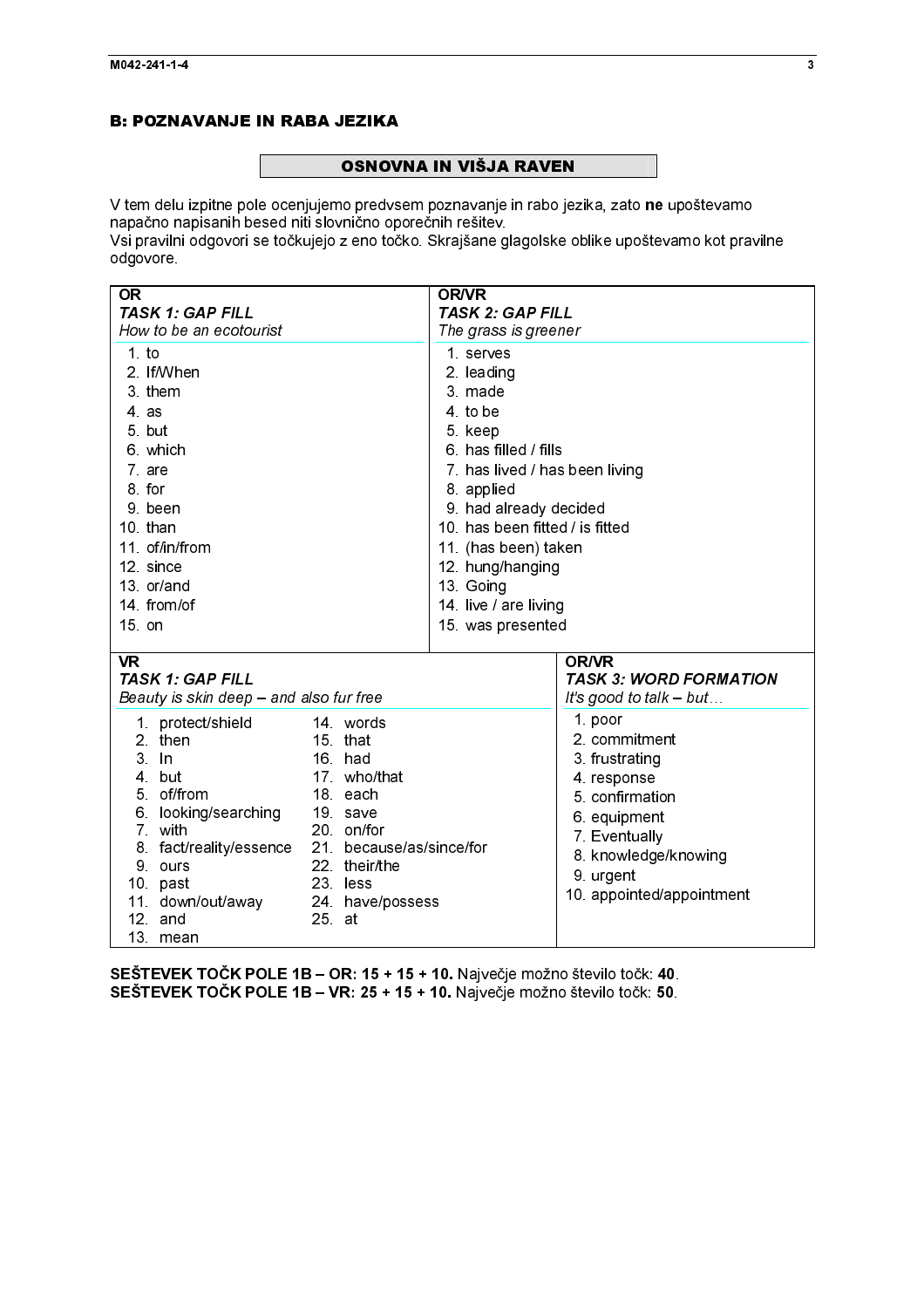## B: POZNAVANJE IN RABA JEZIKA

### OSNOVNA IN VIŠJA RAVEN

V tem delu izpitne pole ocenjujemo predvsem poznavanje in rabo jezika, zato **ne** upoštevamo napačno napisanih besed niti slovnično oporečnih rešitev.
Vsi pravilni odgovori se točkujejo z eno točko. Skrajšane glagolske oblike upoštevamo kot pravilne odgovore.

| OR<br>*TASK 1: GAP FILL*<br>*How to be an ecotourist* | OR/VR<br>*TASK 2: GAP FILL*<br>*The grass is greener* |
|---|---|
| 1. to | 1. serves |
| 2. If/When | 2. leading |
| 3. them | 3. made |
| 4. as | 4. to be |
| 5. but | 5. keep |
| 6. which | 6. has filled / fills |
| 7. are | 7. has lived / has been living |
| 8. for | 8. applied |
| 9. been | 9. had already decided |
| 10. than | 10. has been fitted / is fitted |
| 11. of/in/from | 11. (has been) taken |
| 12. since | 12. hung/hanging |
| 13. or/and | 13. Going |
| 14. from/of | 14. live / are living |
| 15. on | 15. was presented |

| VR<br>*TASK 1: GAP FILL*<br>*Beauty is skin deep – and also fur free* | | OR/VR<br>*TASK 3: WORD FORMATION*<br>*It's good to talk – but…* |
|---|---|---|
| 1. protect/shield | 14. words | 1. poor |
| 2. then | 15. that | 2. commitment |
| 3. In | 16. had | 3. frustrating |
| 4. but | 17. who/that | 4. response |
| 5. of/from | 18. each | 5. confirmation |
| 6. looking/searching | 19. save | 6. equipment |
| 7. with | 20. on/for | 7. Eventually |
| 8. fact/reality/essence | 21. because/as/since/for | 8. knowledge/knowing |
| 9. ours | 22. their/the | 9. urgent |
| 10. past | 23. less | 10. appointed/appointment |
| 11. down/out/away | 24. have/possess | |
| 12. and | 25. at | |
| 13. mean | | |

**SEŠTEVEK TOČK POLE 1B – OR: 15 + 15 + 10.** Največje možno število točk: **40**.
**SEŠTEVEK TOČK POLE 1B – VR: 25 + 15 + 10.** Največje možno število točk: **50**.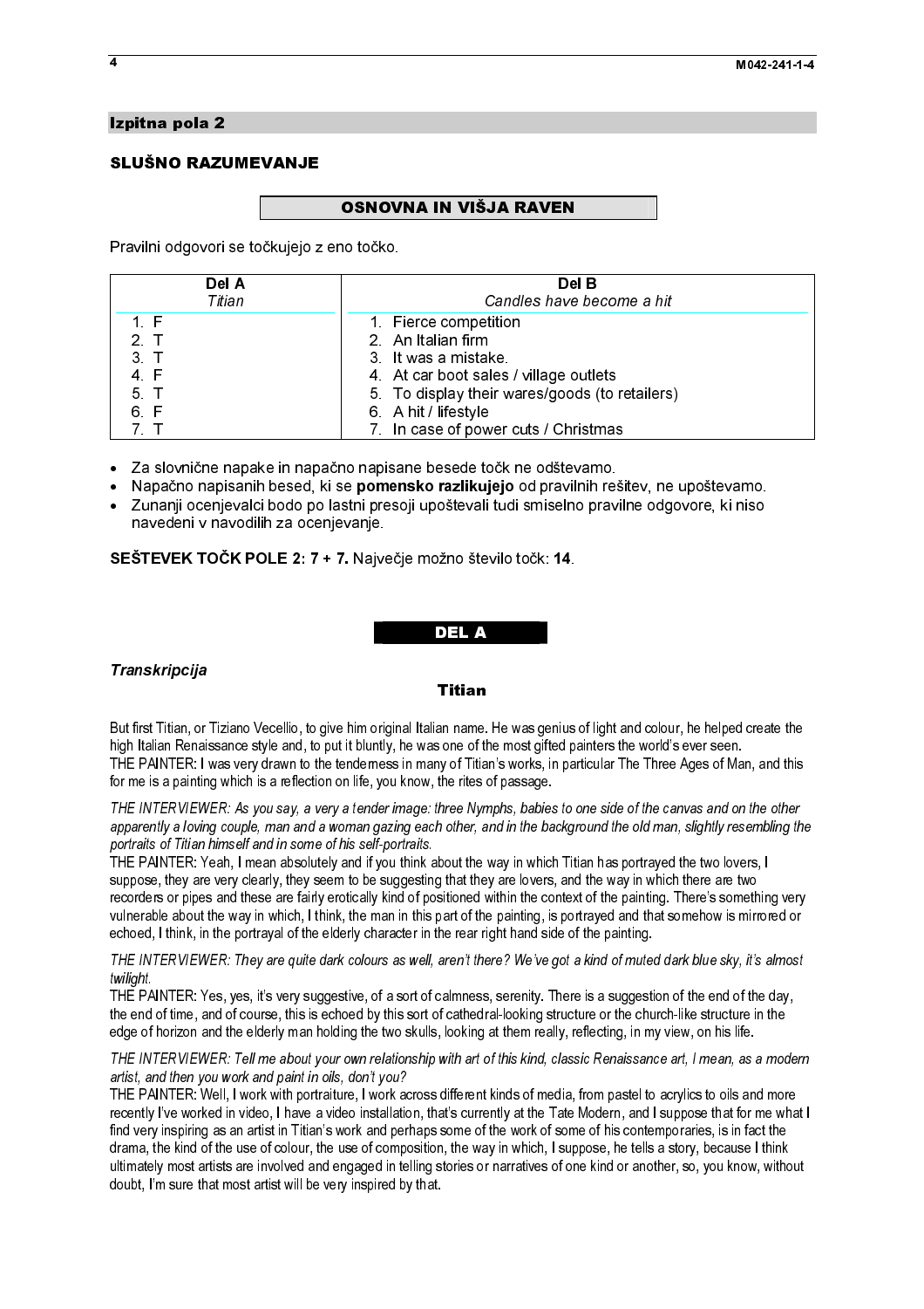## Izpitna pola 2

## SLUŠNO RAZUMEVANJE

### OSNOVNA IN VIŠJA RAVEN

Pravilni odgovori se točkujejo z eno točko.

| Del A<br>*Titian* | Del B<br>*Candles have become a hit* |
|---|---|
| 1. F | 1. Fierce competition |
| 2. T | 2. An Italian firm |
| 3. T | 3. It was a mistake. |
| 4. F | 4. At car boot sales / village outlets |
| 5. T | 5. To display their wares/goods (to retailers) |
| 6. F | 6. A hit / lifestyle |
| 7. T | 7. In case of power cuts / Christmas |

- Za slovnične napake in napačno napisane besede točk ne odštevamo.
- Napačno napisanih besed, ki se **pomensko razlikujejo** od pravilnih rešitev, ne upoštevamo.
- Zunanji ocenjevalci bodo po lastni presoji upoštevali tudi smiselno pravilne odgovore, ki niso navedeni v navodilih za ocenjevanje.

**SEŠTEVEK TOČK POLE 2: 7 + 7.** Največje možno število točk: **14**.

### DEL A

***Transkripcija***

#### Titian

But first Titian, or Tiziano Vecellio, to give him original Italian name. He was genius of light and colour, he helped create the high Italian Renaissance style and, to put it bluntly, he was one of the most gifted painters the world's ever seen.
THE PAINTER: I was very drawn to the tenderness in many of Titian's works, in particular The Three Ages of Man, and this for me is a painting which is a reflection on life, you know, the rites of passage.

*THE INTERVIEWER: As you say, a very a tender image: three Nymphs, babies to one side of the canvas and on the other apparently a loving couple, man and a woman gazing each other, and in the background the old man, slightly resembling the portraits of Titian himself and in some of his self-portraits.*
THE PAINTER: Yeah, I mean absolutely and if you think about the way in which Titian has portrayed the two lovers, I suppose, they are very clearly, they seem to be suggesting that they are lovers, and the way in which there are two recorders or pipes and these are fairly erotically kind of positioned within the context of the painting. There's something very vulnerable about the way in which, I think, the man in this part of the painting, is portrayed and that somehow is mirrored or echoed, I think, in the portrayal of the elderly character in the rear right hand side of the painting.

*THE INTERVIEWER: They are quite dark colours as well, aren't there? We've got a kind of muted dark blue sky, it's almost twilight.*
THE PAINTER: Yes, yes, it's very suggestive, of a sort of calmness, serenity. There is a suggestion of the end of the day, the end of time, and of course, this is echoed by this sort of cathedral-looking structure or the church-like structure in the edge of horizon and the elderly man holding the two skulls, looking at them really, reflecting, in my view, on his life.

*THE INTERVIEWER: Tell me about your own relationship with art of this kind, classic Renaissance art, I mean, as a modern artist, and then you work and paint in oils, don't you?*
THE PAINTER: Well, I work with portraiture, I work across different kinds of media, from pastel to acrylics to oils and more recently I've worked in video, I have a video installation, that's currently at the Tate Modern, and I suppose that for me what I find very inspiring as an artist in Titian's work and perhaps some of the work of some of his contemporaries, is in fact the drama, the kind of the use of colour, the use of composition, the way in which, I suppose, he tells a story, because I think ultimately most artists are involved and engaged in telling stories or narratives of one kind or another, so, you know, without doubt, I'm sure that most artist will be very inspired by that.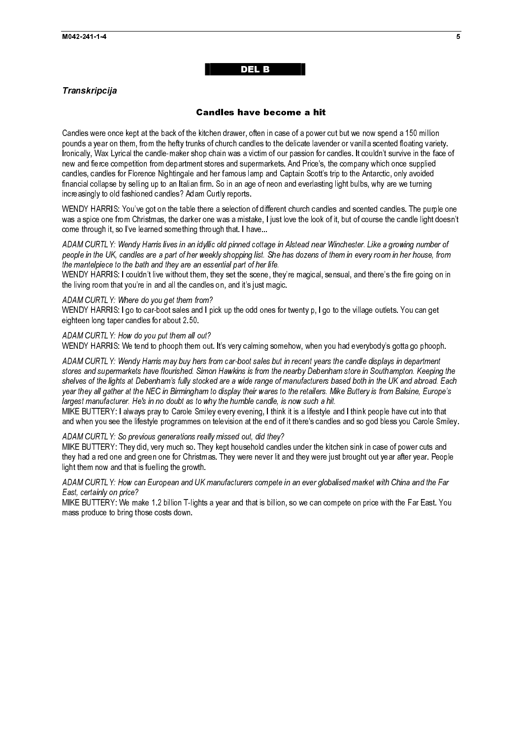## DEL B

### *Transkripcija*

### Candles have become a hit

Candles were once kept at the back of the kitchen drawer, often in case of a power cut but we now spend a 150 million pounds a year on them, from the hefty trunks of church candles to the delicate lavender or vanilla scented floating variety. Ironically, Wax Lyrical the candle-maker shop chain was a victim of our passion for candles. It couldn't survive in the face of new and fierce competition from department stores and supermarkets. And Price's, the company which once supplied candles, candles for Florence Nightingale and her famous lamp and Captain Scott's trip to the Antarctic, only avoided financial collapse by selling up to an Italian firm. So in an age of neon and everlasting light bulbs, why are we turning increasingly to old fashioned candles? Adam Curtly reports.

WENDY HARRIS: You've got on the table there a selection of different church candles and scented candles. The purple one was a spice one from Christmas, the darker one was a mistake, I just love the look of it, but of course the candle light doesn't come through it, so I've learned something through that. I have...

*ADAM CURTLY: Wendy Harris lives in an idyllic old pinned cottage in Alstead near Winchester. Like a growing number of people in the UK, candles are a part of her weekly shopping list. She has dozens of them in every room in her house, from the mantelpiece to the bath and they are an essential part of her life.*
WENDY HARRIS: I couldn't live without them, they set the scene, they're magical, sensual, and there's the fire going on in the living room that you're in and all the candles on, and it's just magic.

*ADAM CURTLY: Where do you get them from?*
WENDY HARRIS: I go to car-boot sales and I pick up the odd ones for twenty p, I go to the village outlets. You can get eighteen long taper candles for about 2.50.

*ADAM CURTLY: How do you put them all out?*
WENDY HARRIS: We tend to phooph them out. It's very calming somehow, when you had everybody's gotta go phooph.

*ADAM CURTLY: Wendy Harris may buy hers from car-boot sales but in recent years the candle displays in department stores and supermarkets have flourished. Simon Hawkins is from the nearby Debenham store in Southampton. Keeping the shelves of the lights at Debenham's fully stocked are a wide range of manufacturers based both in the UK and abroad. Each year they all gather at the NEC in Birmingham to display their wares to the retailers. Mike Buttery is from Balsine, Europe's largest manufacturer. He's in no doubt as to why the humble candle, is now such a hit.*
MIKE BUTTERY: I always pray to Carole Smiley every evening, I think it is a lifestyle and I think people have cut into that and when you see the lifestyle programmes on television at the end of it there's candles and so god bless you Carole Smiley.

*ADAM CURTLY: So previous generations really missed out, did they?*
MIKE BUTTERY: They did, very much so. They kept household candles under the kitchen sink in case of power cuts and they had a red one and green one for Christmas. They were never lit and they were just brought out year after year. People light them now and that is fuelling the growth.

*ADAM CURTLY: How can European and UK manufacturers compete in an ever globalised market with China and the Far East, certainly on price?*
MIKE BUTTERY: We make 1.2 billion T-lights a year and that is billion, so we can compete on price with the Far East. You mass produce to bring those costs down.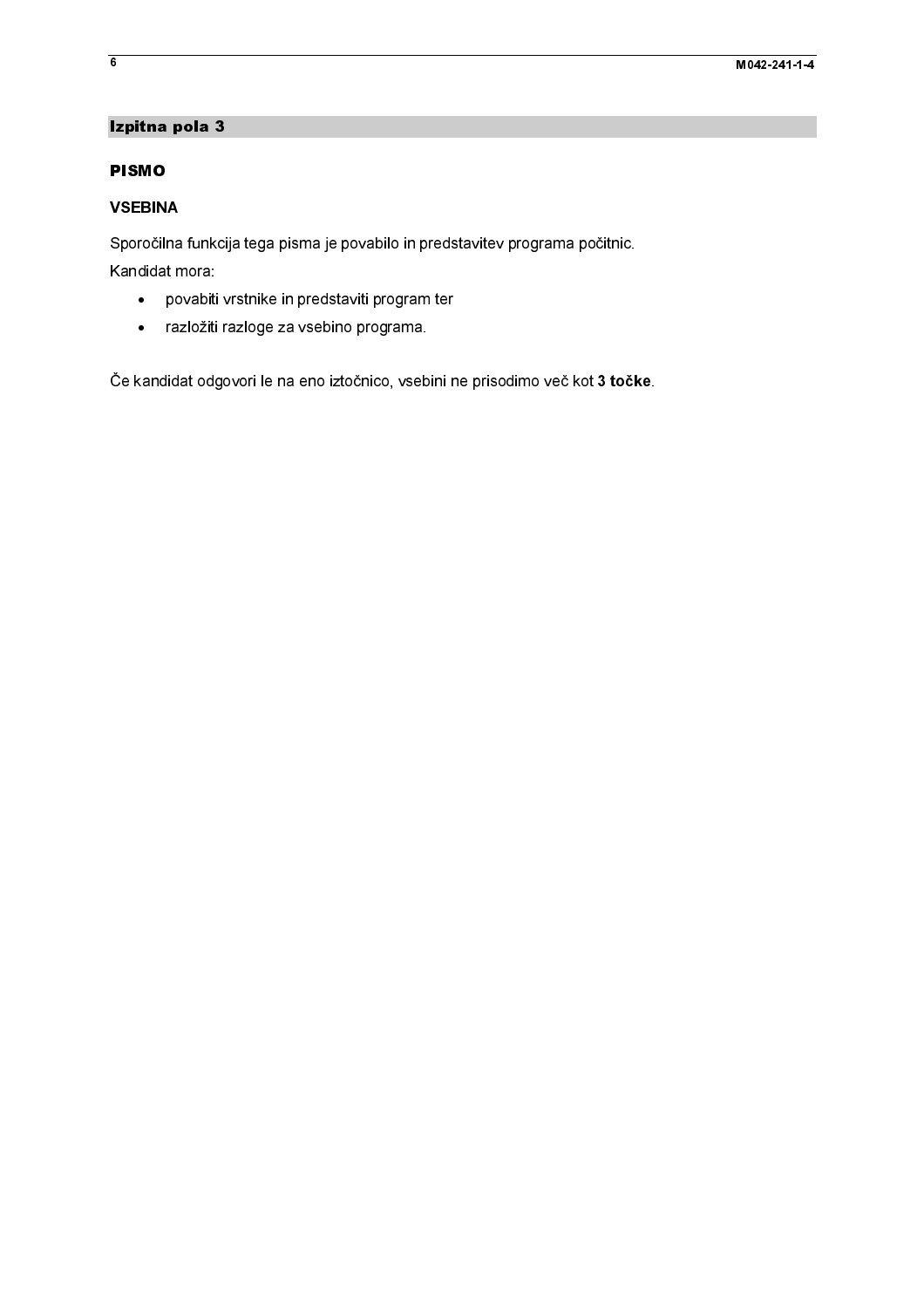## Izpitna pola 3

### PISMO

#### VSEBINA

Sporočilna funkcija tega pisma je povabilo in predstavitev programa počitnic.

Kandidat mora:

- povabiti vrstnike in predstaviti program ter
- razložiti razloge za vsebino programa.

Če kandidat odgovori le na eno iztočnico, vsebini ne prisodimo več kot **3 točke**.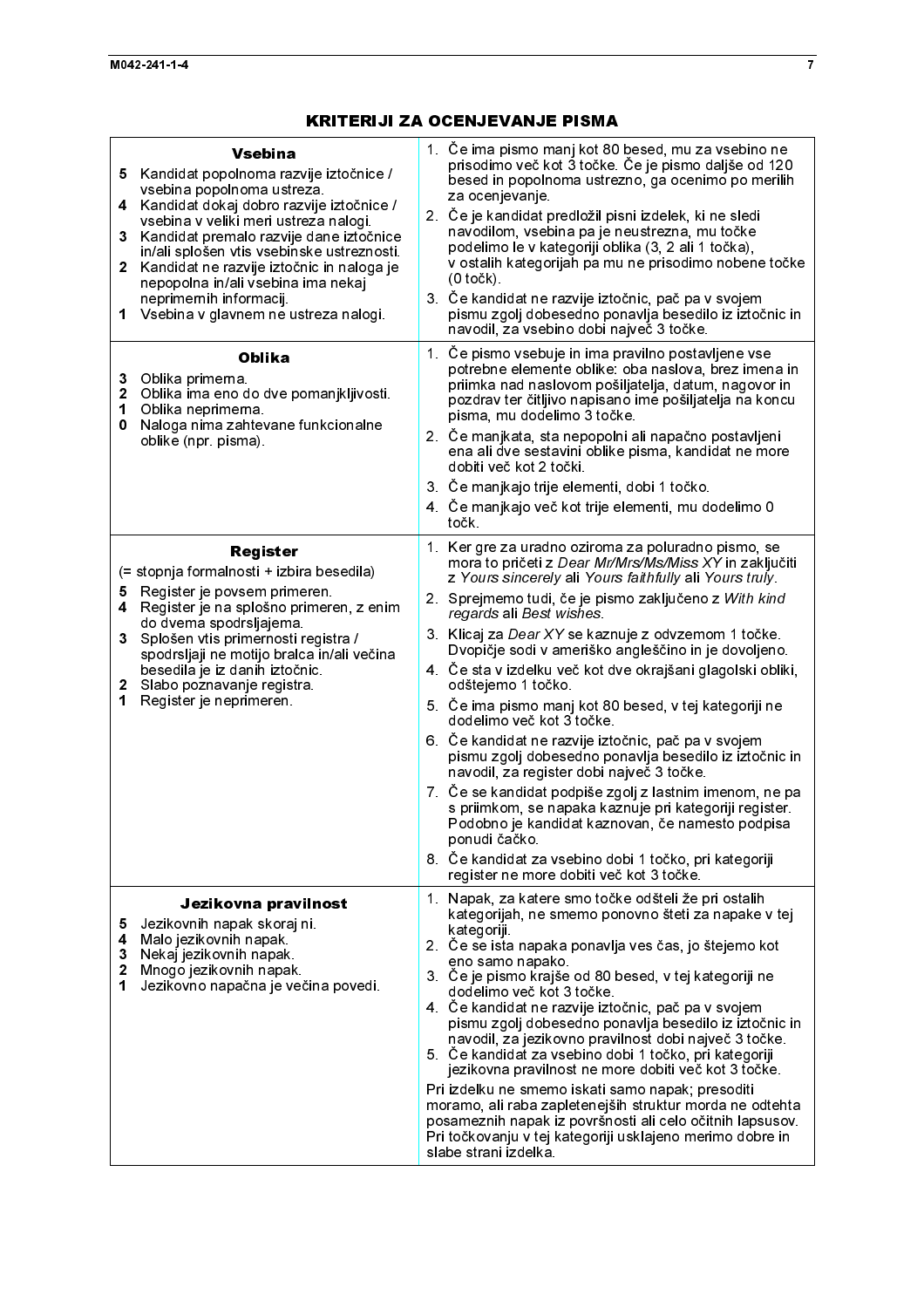## KRITERIJI ZA OCENJEVANJE PISMA

| | |
|---|---|
| **Vsebina**<br>**5** Kandidat popolnoma razvije iztočnice / vsebina popolnoma ustreza.<br>**4** Kandidat dokaj dobro razvije iztočnice / vsebina v veliki meri ustreza nalogi.<br>**3** Kandidat premalo razvije dane iztočnice in/ali splošen vtis vsebinske ustreznosti.<br>**2** Kandidat ne razvije iztočnic in naloga je nepopolna in/ali vsebina ima nekaj neprimernih informacij.<br>**1** Vsebina v glavnem ne ustreza nalogi. | 1. Če ima pismo manj kot 80 besed, mu za vsebino ne prisodimo več kot 3 točke. Če je pismo daljše od 120 besed in popolnoma ustrezno, ga ocenimo po merilih za ocenjevanje.<br>2. Če je kandidat predložil pisni izdelek, ki ne sledi navodilom, vsebina pa je neustrezna, mu točke podelimo le v kategoriji oblika (3, 2 ali 1 točka), v ostalih kategorijah pa mu ne prisodimo nobene točke (0 točk).<br>3. Če kandidat ne razvije iztočnic, pač pa v svojem pismu zgolj dobesedno ponavlja besedilo iz iztočnic in navodil, za vsebino dobi največ 3 točke. |
| **Oblika**<br>**3** Oblika primerna.<br>**2** Oblika ima eno do dve pomanjkljivosti.<br>**1** Oblika neprimerna.<br>**0** Naloga nima zahtevane funkcionalne oblike (npr. pisma). | 1. Če pismo vsebuje in ima pravilno postavljene vse potrebne elemente oblike: oba naslova, brez imena in priimka nad naslovom pošiljatelja, datum, nagovor in pozdrav ter čitljivo napisano ime pošiljatelja na koncu pisma, mu dodelimo 3 točke.<br>2. Če manjkata, sta nepopolni ali napačno postavljeni ena ali dve sestavini oblike pisma, kandidat ne more dobiti več kot 2 točki.<br>3. Če manjkajo trije elementi, dobi 1 točko.<br>4. Če manjkajo več kot trije elementi, mu dodelimo 0 točk. |
| **Register**<br>(= stopnja formalnosti + izbira besedila)<br>**5** Register je povsem primeren.<br>**4** Register je na splošno primeren, z enim do dvema spodrsljajema.<br>**3** Splošen vtis primernosti registra / spodrsljaji ne motijo bralca in/ali večina besedila je iz danih iztočnic.<br>**2** Slabo poznavanje registra.<br>**1** Register je neprimeren. | 1. Ker gre za uradno oziroma za poluradno pismo, se mora to pričeti z *Dear Mr/Mrs/Ms/Miss XY* in zaključiti z *Yours sincerely* ali *Yours faithfully* ali *Yours truly*.<br>2. Sprejmemo tudi, če je pismo zaključeno z *With kind regards* ali *Best wishes*.<br>3. Klicaj za *Dear XY* se kaznuje z odvzemom 1 točke. Dvopičje sodi v ameriško angleščino in je dovoljeno.<br>4. Če sta v izdelku več kot dve okrajšani glagolski obliki, odštejemo 1 točko.<br>5. Če ima pismo manj kot 80 besed, v tej kategoriji ne dodelimo več kot 3 točke.<br>6. Če kandidat ne razvije iztočnic, pač pa v svojem pismu zgolj dobesedno ponavlja besedilo iz iztočnic in navodil, za register dobi največ 3 točke.<br>7. Če se kandidat podpiše zgolj z lastnim imenom, ne pa s priimkom, se napaka kaznuje pri kategoriji register. Podobno je kandidat kaznovan, če namesto podpisa ponudi čačko.<br>8. Če kandidat za vsebino dobi 1 točko, pri kategoriji register ne more dobiti več kot 3 točke. |
| **Jezikovna pravilnost**<br>**5** Jezikovnih napak skoraj ni.<br>**4** Malo jezikovnih napak.<br>**3** Nekaj jezikovnih napak.<br>**2** Mnogo jezikovnih napak.<br>**1** Jezikovno napačna je večina povedi. | 1. Napak, za katere smo točke odšteli že pri ostalih kategorijah, ne smemo ponovno šteti za napake v tej kategoriji.<br>2. Če se ista napaka ponavlja ves čas, jo štejemo kot eno samo napako.<br>3. Če je pismo krajše od 80 besed, v tej kategoriji ne dodelimo več kot 3 točke.<br>4. Če kandidat ne razvije iztočnic, pač pa v svojem pismu zgolj dobesedno ponavlja besedilo iz iztočnic in navodil, za jezikovno pravilnost dobi največ 3 točke.<br>5. Če kandidat za vsebino dobi 1 točko, pri kategoriji jezikovna pravilnost ne more dobiti več kot 3 točke.<br><br>Pri izdelku ne smemo iskati samo napak; presoditi moramo, ali raba zapletenejših struktur morda ne odtehta posameznih napak iz površnosti ali celo očitnih lapsusov. Pri točkovanju v tej kategoriji usklajeno merimo dobre in slabe strani izdelka. |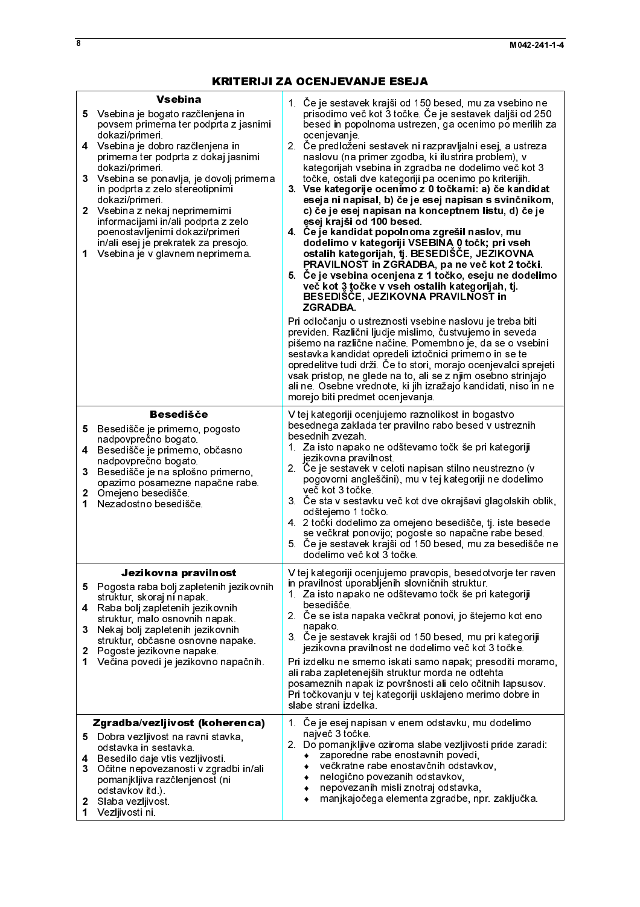## KRITERIJI ZA OCENJEVANJE ESEJA

| Kriterij | Opombe |
|---|---|
| **Vsebina**<br>**5** Vsebina je bogato razčlenjena in povsem primerna ter podprta z jasnimi dokazi/primeri.<br>**4** Vsebina je dobro razčlenjena in primerna ter podprta z dokaj jasnimi dokazi/primeri.<br>**3** Vsebina se ponavlja, je dovolj primerna in podprta z zelo stereotipnimi dokazi/primeri.<br>**2** Vsebina z nekaj neprimernimi informacijami in/ali podprta z zelo poenostavljenimi dokazi/primeri in/ali esej je prekratek za presojo.<br>**1** Vsebina je v glavnem neprimerna. | 1. Če je sestavek krajši od 150 besed, mu za vsebino ne prisodimo več kot 3 točke. Če je sestavek daljši od 250 besed in popolnoma ustrezen, ga ocenimo po merilih za ocenjevanje.<br>2. Če predloženi sestavek ni razpravljalni esej, a ustreza naslovu (na primer zgodba, ki ilustrira problem), v kategorijah vsebina in zgradba ne dodelimo več kot 3 točke, ostali dve kategoriji pa ocenimo po kriterijih.<br>**3. Vse kategorije ocenimo z 0 točkami: a) če kandidat eseja ni napisal, b) če je esej napisan s svinčnikom, c) če je esej napisan na konceptnem listu, d) če je esej krajši od 100 besed.**<br>**4. Če je kandidat popolnoma zgrešil naslov, mu dodelimo v kategoriji VSEBINA 0 točk; pri vseh ostalih kategorijah, tj. BESEDIŠČE, JEZIKOVNA PRAVILNOST in ZGRADBA, pa ne več kot 2 točki.**<br>**5. Če je vsebina ocenjena z 1 točko, eseju ne dodelimo več kot 3 točke v vseh ostalih kategorijah, tj. BESEDIŠČE, JEZIKOVNA PRAVILNOST in ZGRADBA.**<br><br>Pri odločanju o ustreznosti vsebine naslovu je treba biti previden. Različni ljudje mislimo, čustvujemo in seveda pišemo na različne načine. Pomembno je, da se o vsebini sestavka kandidat opredeli iztočnici primerno in se te opredelitve tudi drži. Če to stori, morajo ocenjevalci sprejeti vsak pristop, ne glede na to, ali se z njim osebno strinjajo ali ne. Osebne vrednote, ki jih izražajo kandidati, niso in ne morejo biti predmet ocenjevanja. |
| **Besedišče**<br>**5** Besedišče je primerno, pogosto nadpovprečno bogato.<br>**4** Besedišče je primerno, občasno nadpovprečno bogato.<br>**3** Besedišče je na splošno primerno, opazimo posamezne napačne rabe.<br>**2** Omejeno besedišče.<br>**1** Nezadostno besedišče. | V tej kategoriji ocenjujemo raznolikost in bogastvo besednega zaklada ter pravilno rabo besed v ustreznih besednih zvezah.<br>1. Za isto napako ne odštevamo točk še pri kategoriji jezikovna pravilnost.<br>2. Če je sestavek v celoti napisan stilno neustrezno (v pogovorni angleščini), mu v tej kategoriji ne dodelimo več kot 3 točke.<br>3. Če sta v sestavku več kot dve okrajšavi glagolskih oblik, odštejemo 1 točko.<br>4. 2 točki dodelimo za omejeno besedišče, tj. iste besede se večkrat ponovijo; pogoste so napačne rabe besed.<br>5. Če je sestavek krajši od 150 besed, mu za besedišče ne dodelimo več kot 3 točke. |
| **Jezikovna pravilnost**<br>**5** Pogosta raba bolj zapletenih jezikovnih struktur, skoraj ni napak.<br>**4** Raba bolj zapletenih jezikovnih struktur, malo osnovnih napak.<br>**3** Nekaj bolj zapletenih jezikovnih struktur, občasne osnovne napake.<br>**2** Pogoste jezikovne napake.<br>**1** Večina povedi je jezikovno napačnih. | V tej kategoriji ocenjujemo pravopis, besedotvorje ter raven in pravilnost uporabljenih slovničnih struktur.<br>1. Za isto napako ne odštevamo točk še pri kategoriji besedišče.<br>2. Če se ista napaka večkrat ponovi, jo štejemo kot eno napako.<br>3. Če je sestavek krajši od 150 besed, mu pri kategoriji jezikovna pravilnost ne dodelimo več kot 3 točke.<br><br>Pri izdelku ne smemo iskati samo napak; presoditi moramo, ali raba zapletenejših struktur morda ne odtehta posameznih napak iz površnosti ali celo očitnih lapsusov. Pri točkovanju v tej kategoriji usklajeno merimo dobre in slabe strani izdelka. |
| **Zgradba/vezljivost (koherenca)**<br>**5** Dobra vezljivost na ravni stavka, odstavka in sestavka.<br>**4** Besedilo daje vtis vezljivosti.<br>**3** Očitne nepovezanosti v zgradbi in/ali pomanjkljiva razčlenjenost (ni odstavkov itd.).<br>**2** Slaba vezljivost.<br>**1** Vezljivosti ni. | 1. Če je esej napisan v enem odstavku, mu dodelimo največ 3 točke.<br>2. Do pomanjkljive oziroma slabe vezljivosti pride zaradi:<br>• zaporedne rabe enostavnih povedi,<br>• večkratne rabe enostavčnih odstavkov,<br>• nelogično povezanih odstavkov,<br>• nepovezanih misli znotraj odstavka,<br>• manjkajočega elementa zgradbe, npr. zaključka. |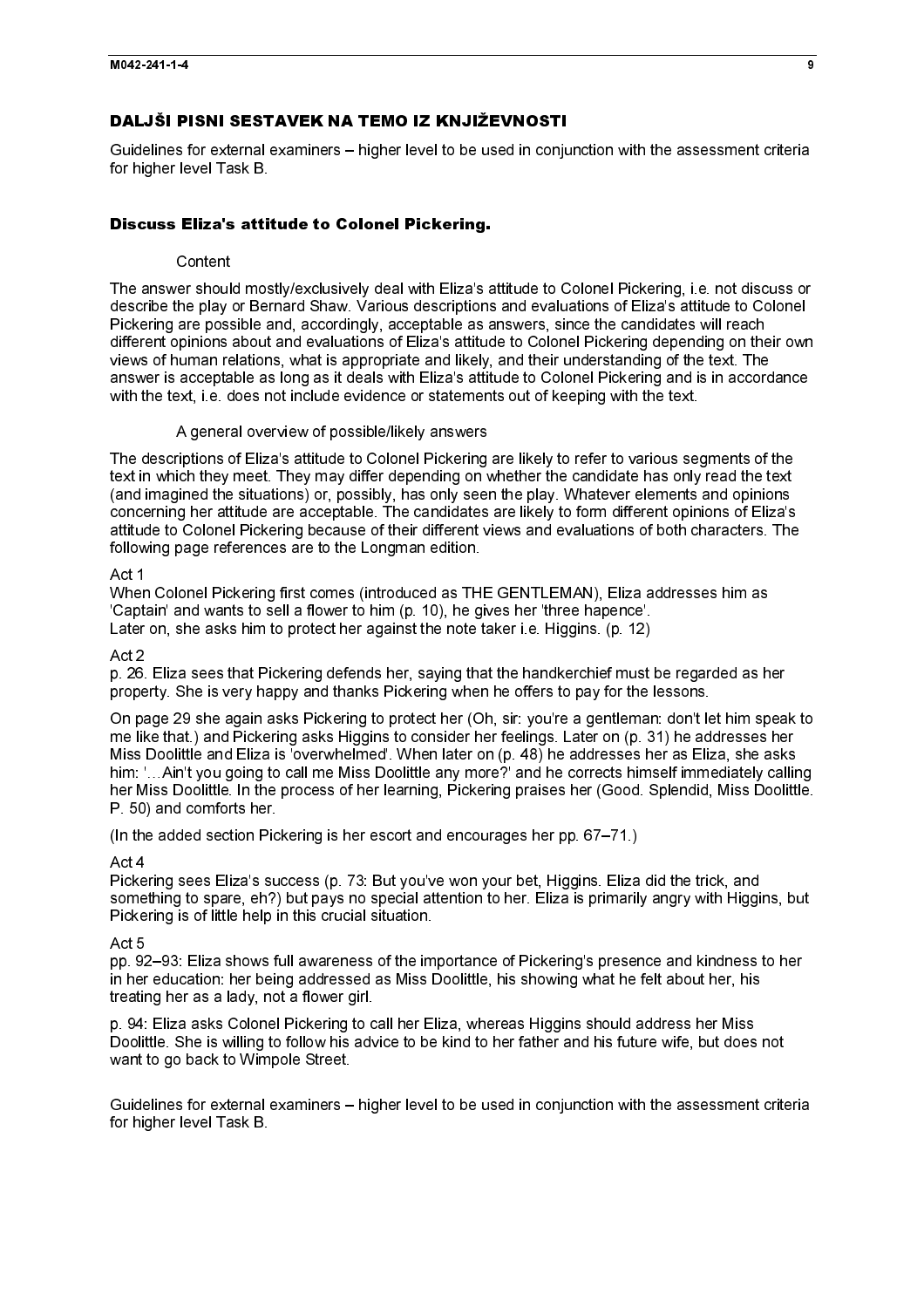## DALJŠI PISNI SESTAVEK NA TEMO IZ KNJIŽEVNOSTI

Guidelines for external examiners – higher level to be used in conjunction with the assessment criteria for higher level Task B.

### Discuss Eliza's attitude to Colonel Pickering.

Content

The answer should mostly/exclusively deal with Eliza's attitude to Colonel Pickering, i.e. not discuss or describe the play or Bernard Shaw. Various descriptions and evaluations of Eliza's attitude to Colonel Pickering are possible and, accordingly, acceptable as answers, since the candidates will reach different opinions about and evaluations of Eliza's attitude to Colonel Pickering depending on their own views of human relations, what is appropriate and likely, and their understanding of the text. The answer is acceptable as long as it deals with Eliza's attitude to Colonel Pickering and is in accordance with the text, i.e. does not include evidence or statements out of keeping with the text.

A general overview of possible/likely answers

The descriptions of Eliza's attitude to Colonel Pickering are likely to refer to various segments of the text in which they meet. They may differ depending on whether the candidate has only read the text (and imagined the situations) or, possibly, has only seen the play. Whatever elements and opinions concerning her attitude are acceptable. The candidates are likely to form different opinions of Eliza's attitude to Colonel Pickering because of their different views and evaluations of both characters. The following page references are to the Longman edition.

Act 1
When Colonel Pickering first comes (introduced as THE GENTLEMAN), Eliza addresses him as 'Captain' and wants to sell a flower to him (p. 10), he gives her 'three hapence'.
Later on, she asks him to protect her against the note taker i.e. Higgins. (p. 12)

Act 2
p. 26. Eliza sees that Pickering defends her, saying that the handkerchief must be regarded as her property. She is very happy and thanks Pickering when he offers to pay for the lessons.

On page 29 she again asks Pickering to protect her (Oh, sir: you're a gentleman: don't let him speak to me like that.) and Pickering asks Higgins to consider her feelings. Later on (p. 31) he addresses her Miss Doolittle and Eliza is 'overwhelmed'. When later on (p. 48) he addresses her as Eliza, she asks him: '…Ain't you going to call me Miss Doolittle any more?' and he corrects himself immediately calling her Miss Doolittle. In the process of her learning, Pickering praises her (Good. Splendid, Miss Doolittle. P. 50) and comforts her.

(In the added section Pickering is her escort and encourages her pp. 67–71.)

Act 4
Pickering sees Eliza's success (p. 73: But you've won your bet, Higgins. Eliza did the trick, and something to spare, eh?) but pays no special attention to her. Eliza is primarily angry with Higgins, but Pickering is of little help in this crucial situation.

Act 5
pp. 92–93: Eliza shows full awareness of the importance of Pickering's presence and kindness to her in her education: her being addressed as Miss Doolittle, his showing what he felt about her, his treating her as a lady, not a flower girl.

p. 94: Eliza asks Colonel Pickering to call her Eliza, whereas Higgins should address her Miss Doolittle. She is willing to follow his advice to be kind to her father and his future wife, but does not want to go back to Wimpole Street.

Guidelines for external examiners – higher level to be used in conjunction with the assessment criteria for higher level Task B.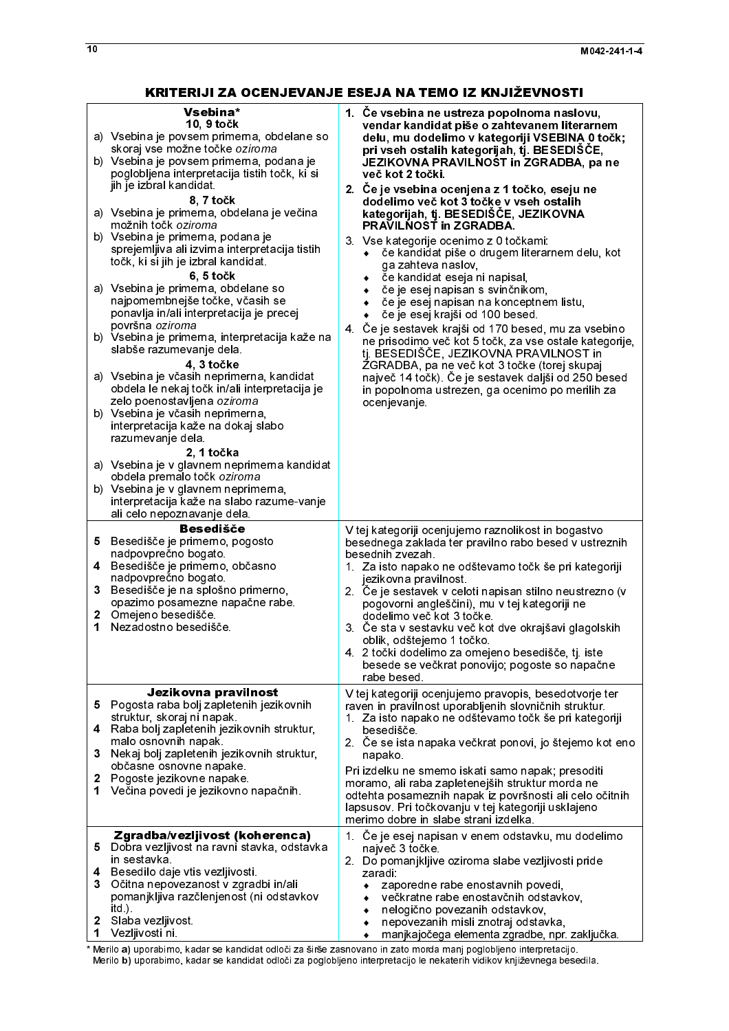## KRITERIJI ZA OCENJEVANJE ESEJA NA TEMO IZ KNJIŽEVNOSTI

| | |
|---|---|
| **Vsebina***<br>**10, 9 točk**<br>a) Vsebina je povsem primerna, obdelane so skoraj vse možne točke *oziroma*<br>b) Vsebina je povsem primerna, podana je poglobljena interpretacija tistih točk, ki si jih je izbral kandidat.<br>**8, 7 točk**<br>a) Vsebina je primerna, obdelana je večina možnih točk *oziroma*<br>b) Vsebina je primerna, podana je sprejemljiva ali izvirna interpretacija tistih točk, ki si jih je izbral kandidat.<br>**6, 5 točk**<br>a) Vsebina je primerna, obdelane so najpomembnejše točke, včasih se ponavlja in/ali interpretacija je precej površna *oziroma*<br>b) Vsebina je primerna, interpretacija kaže na slabše razumevanje dela.<br>**4, 3 točke**<br>a) Vsebina je včasih neprimerna, kandidat obdela le nekaj točk in/ali interpretacija je zelo poenostavljena *oziroma*<br>b) Vsebina je včasih neprimerna, interpretacija kaže na dokaj slabo razumevanje dela.<br>**2, 1 točka**<br>a) Vsebina je v glavnem neprimerna kandidat obdela premalo točk *oziroma*<br>b) Vsebina je v glavnem neprimerna, interpretacija kaže na slabo razume-vanje ali celo nepoznavanje dela. | **1. Če vsebina ne ustreza popolnoma naslovu, vendar kandidat piše o zahtevanem literarnem delu, mu dodelimo v kategoriji VSEBINA 0 točk; pri vseh ostalih kategorijah, tj. BESEDIŠČE, JEZIKOVNA PRAVILNOST in ZGRADBA, pa ne več kot 2 točki.**<br>**2. Če je vsebina ocenjena z 1 točko, eseju ne dodelimo več kot 3 točke v vseh ostalih kategorijah, tj. BESEDIŠČE, JEZIKOVNA PRAVILNOST in ZGRADBA.**<br>3. Vse kategorije ocenimo z 0 točkami:<br>◆ če kandidat piše o drugem literarnem delu, kot ga zahteva naslov,<br>◆ če kandidat eseja ni napisal,<br>◆ če je esej napisan s svinčnikom,<br>◆ če je esej napisan na konceptnem listu,<br>◆ če je esej krajši od 100 besed.<br>4. Če je sestavek krajši od 170 besed, mu za vsebino ne prisodimo več kot 5 točk, za vse ostale kategorije, tj. BESEDIŠČE, JEZIKOVNA PRAVILNOST in ZGRADBA, pa ne več kot 3 točke (torej skupaj največ 14 točk). Če je sestavek daljši od 250 besed in popolnoma ustrezen, ga ocenimo po merilih za ocenjevanje. |
| **Besedišče**<br>**5** Besedišče je primerno, pogosto nadpovprečno bogato.<br>**4** Besedišče je primerno, občasno nadpovprečno bogato.<br>**3** Besedišče je na splošno primerno, opazimo posamezne napačne rabe.<br>**2** Omejeno besedišče.<br>**1** Nezadostno besedišče. | V tej kategoriji ocenjujemo raznolikost in bogastvo besednega zaklada ter pravilno rabo besed v ustreznih besednih zvezah.<br>1. Za isto napako ne odštevamo točk še pri kategoriji jezikovna pravilnost.<br>2. Če je sestavek v celoti napisan stilno neustrezno (v pogovorni angleščini), mu v tej kategoriji ne dodelimo več kot 3 točke.<br>3. Če sta v sestavku več kot dve okrajšavi glagolskih oblik, odštejemo 1 točko.<br>4. 2 točki dodelimo za omejeno besedišče, tj. iste besede se večkrat ponovijo; pogoste so napačne rabe besed. |
| **Jezikovna pravilnost**<br>**5** Pogosta raba bolj zapletenih jezikovnih struktur, skoraj ni napak.<br>**4** Raba bolj zapletenih jezikovnih struktur, malo osnovnih napak.<br>**3** Nekaj bolj zapletenih jezikovnih struktur, občasne osnovne napake.<br>**2** Pogoste jezikovne napake.<br>**1** Večina povedi je jezikovno napačnih. | V tej kategoriji ocenjujemo pravopis, besedotvorje ter raven in pravilnost uporabljenih slovničnih struktur.<br>1. Za isto napako ne odštevamo točk še pri kategoriji besedišče.<br>2. Če se ista napaka večkrat ponovi, jo štejemo kot eno napako.<br>Pri izdelku ne smemo iskati samo napak; presoditi moramo, ali raba zapletenejših struktur morda ne odtehta posameznih napak iz površnosti ali celo očitnih lapsusov. Pri točkovanju v tej kategoriji usklajeno merimo dobre in slabe strani izdelka. |
| **Zgradba/vezljivost (koherenca)**<br>**5** Dobra vezljivost na ravni stavka, odstavka in sestavka.<br>**4** Besedilo daje vtis vezljivosti.<br>**3** Očitna nepovezanost v zgradbi in/ali pomanjkljiva razčlenjenost (ni odstavkov itd.).<br>**2** Slaba vezljivost.<br>**1** Vezljivosti ni. | 1. Če je esej napisan v enem odstavku, mu dodelimo največ 3 točke.<br>2. Do pomanjkljive oziroma slabe vezljivosti pride zaradi:<br>◆ zaporedne rabe enostavnih povedi,<br>◆ večkratne rabe enostavčnih odstavkov,<br>◆ nelogično povezanih odstavkov,<br>◆ nepovezanih misli znotraj odstavka,<br>◆ manjkajočega elementa zgradbe, npr. zaključka. |

\* Merilo **a)** uporabimo, kadar se kandidat odloči za širše zasnovano in zato morda manj poglobljeno interpretacijo.
Merilo **b)** uporabimo, kadar se kandidat odloči za poglobljeno interpretacijo le nekaterih vidikov književnega besedila.